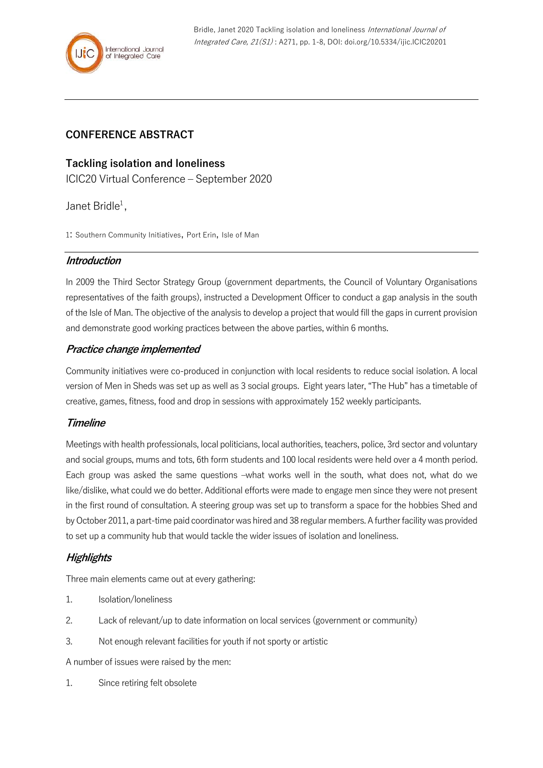Bridle, Janet 2020 Tackling isolation and loneliness *International Journal of Integrated Care, 21(S1)* : A271, pp. 1-8, DOI: doi.org/10.5334/ijic.ICIC20201

## CONFERENCE ABSTRACT

# Tackling isolation and loneliness

ICIC20 Virtual Conference – September 2020

Janet Bridle[1],

1: Southern Community Initiatives, Port Erin, Isle of Man

### *Introduction*

In 2009 the Third Sector Strategy Group (government departments, the Council of Voluntary Organisations representatives of the faith groups), instructed a Development Officer to conduct a gap analysis in the south of the Isle of Man. The objective of the analysis to develop a project that would fill the gaps in current provision and demonstrate good working practices between the above parties, within 6 months.

### *Practice change implemented*

Community initiatives were co-produced in conjunction with local residents to reduce social isolation. A local version of Men in Sheds was set up as well as 3 social groups. Eight years later, "The Hub" has a timetable of creative, games, fitness, food and drop in sessions with approximately 152 weekly participants.

### *Timeline*

Meetings with health professionals, local politicians, local authorities, teachers, police, 3rd sector and voluntary and social groups, mums and tots, 6th form students and 100 local residents were held over a 4 month period. Each group was asked the same questions –what works well in the south, what does not, what do we like/dislike, what could we do better. Additional efforts were made to engage men since they were not present in the first round of consultation. A steering group was set up to transform a space for the hobbies Shed and by October 2011, a part-time paid coordinator was hired and 38 regular members. A further facility was provided to set up a community hub that would tackle the wider issues of isolation and loneliness.

### *Highlights*

Three main elements came out at every gathering:

1. Isolation/loneliness
2. Lack of relevant/up to date information on local services (government or community)
3. Not enough relevant facilities for youth if not sporty or artistic

A number of issues were raised by the men:

1. Since retiring felt obsolete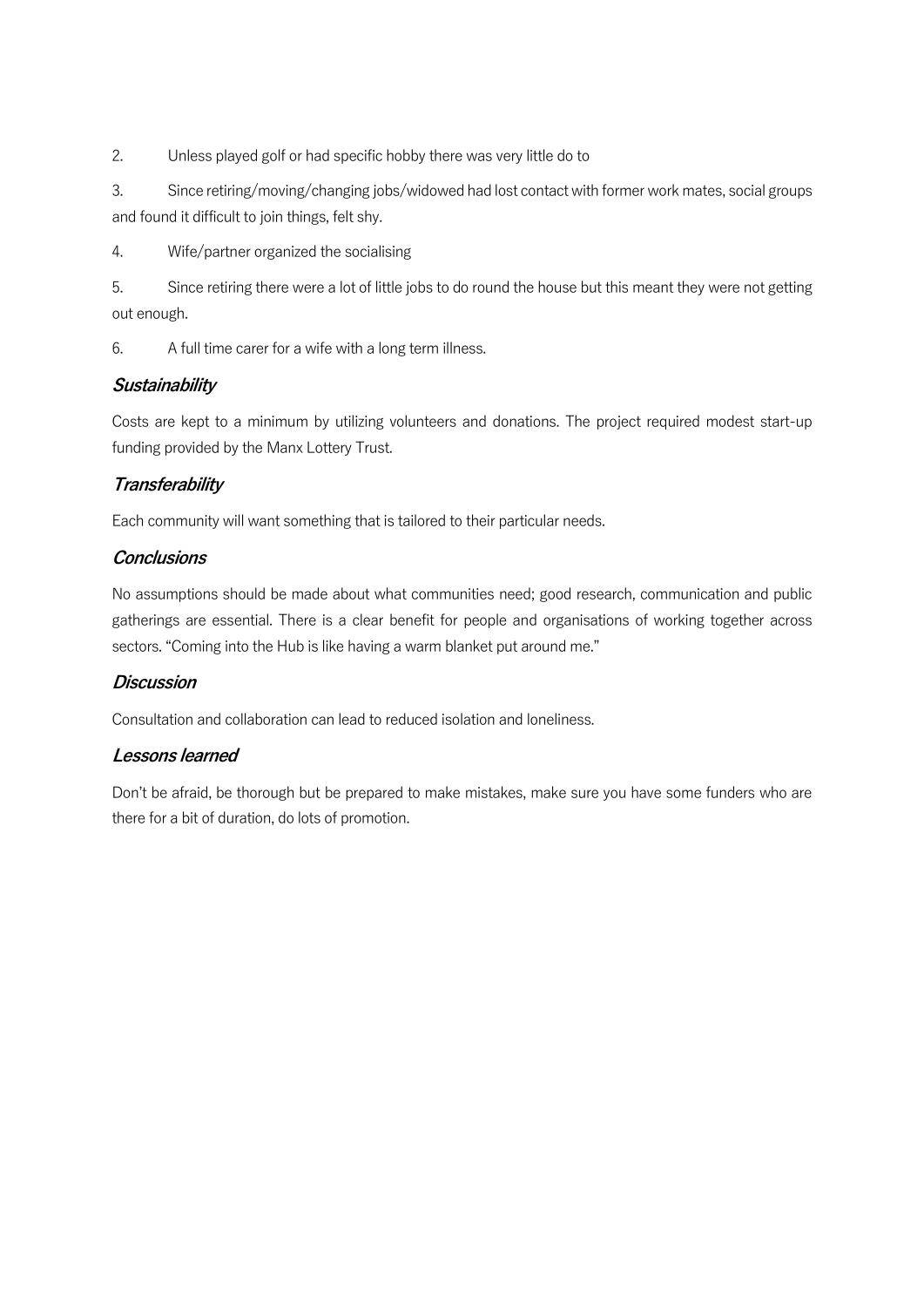2. Unless played golf or had specific hobby there was very little do to

3. Since retiring/moving/changing jobs/widowed had lost contact with former work mates, social groups and found it difficult to join things, felt shy.

4. Wife/partner organized the socialising

5. Since retiring there were a lot of little jobs to do round the house but this meant they were not getting out enough.

6. A full time carer for a wife with a long term illness.

### *Sustainability*

Costs are kept to a minimum by utilizing volunteers and donations. The project required modest start-up funding provided by the Manx Lottery Trust.

### *Transferability*

Each community will want something that is tailored to their particular needs.

### *Conclusions*

No assumptions should be made about what communities need; good research, communication and public gatherings are essential. There is a clear benefit for people and organisations of working together across sectors. "Coming into the Hub is like having a warm blanket put around me."

### *Discussion*

Consultation and collaboration can lead to reduced isolation and loneliness.

### *Lessons learned*

Don't be afraid, be thorough but be prepared to make mistakes, make sure you have some funders who are there for a bit of duration, do lots of promotion.